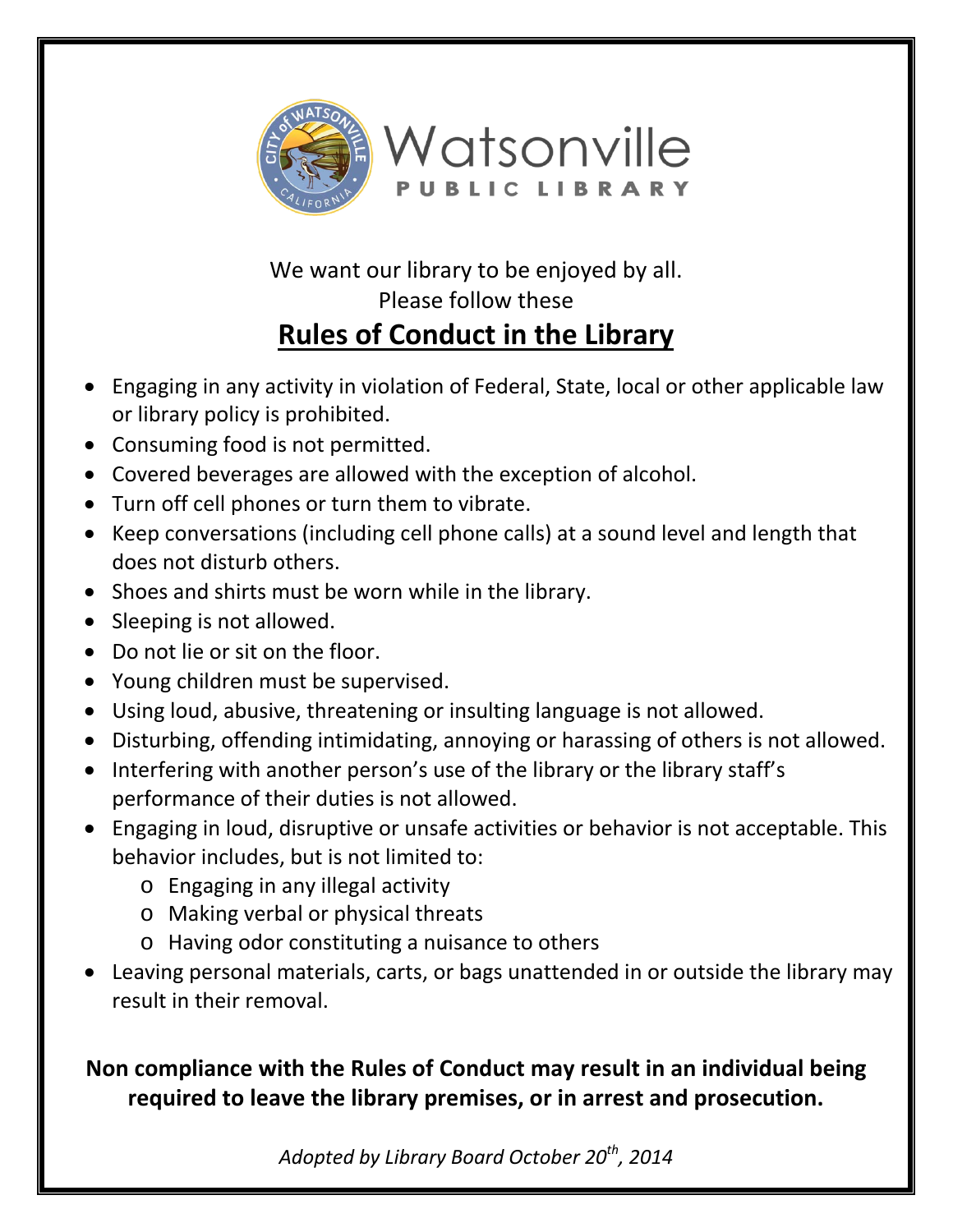Watsonville
PUBLIC LIBRARY

We want our library to be enjoyed by all.
Please follow these

# Rules of Conduct in the Library

- Engaging in any activity in violation of Federal, State, local or other applicable law or library policy is prohibited.
- Consuming food is not permitted.
- Covered beverages are allowed with the exception of alcohol.
- Turn off cell phones or turn them to vibrate.
- Keep conversations (including cell phone calls) at a sound level and length that does not disturb others.
- Shoes and shirts must be worn while in the library.
- Sleeping is not allowed.
- Do not lie or sit on the floor.
- Young children must be supervised.
- Using loud, abusive, threatening or insulting language is not allowed.
- Disturbing, offending intimidating, annoying or harassing of others is not allowed.
- Interfering with another person's use of the library or the library staff's performance of their duties is not allowed.
- Engaging in loud, disruptive or unsafe activities or behavior is not acceptable. This behavior includes, but is not limited to:
  - Engaging in any illegal activity
  - Making verbal or physical threats
  - Having odor constituting a nuisance to others
- Leaving personal materials, carts, or bags unattended in or outside the library may result in their removal.

**Non compliance with the Rules of Conduct may result in an individual being required to leave the library premises, or in arrest and prosecution.**

*Adopted by Library Board October 20th, 2014*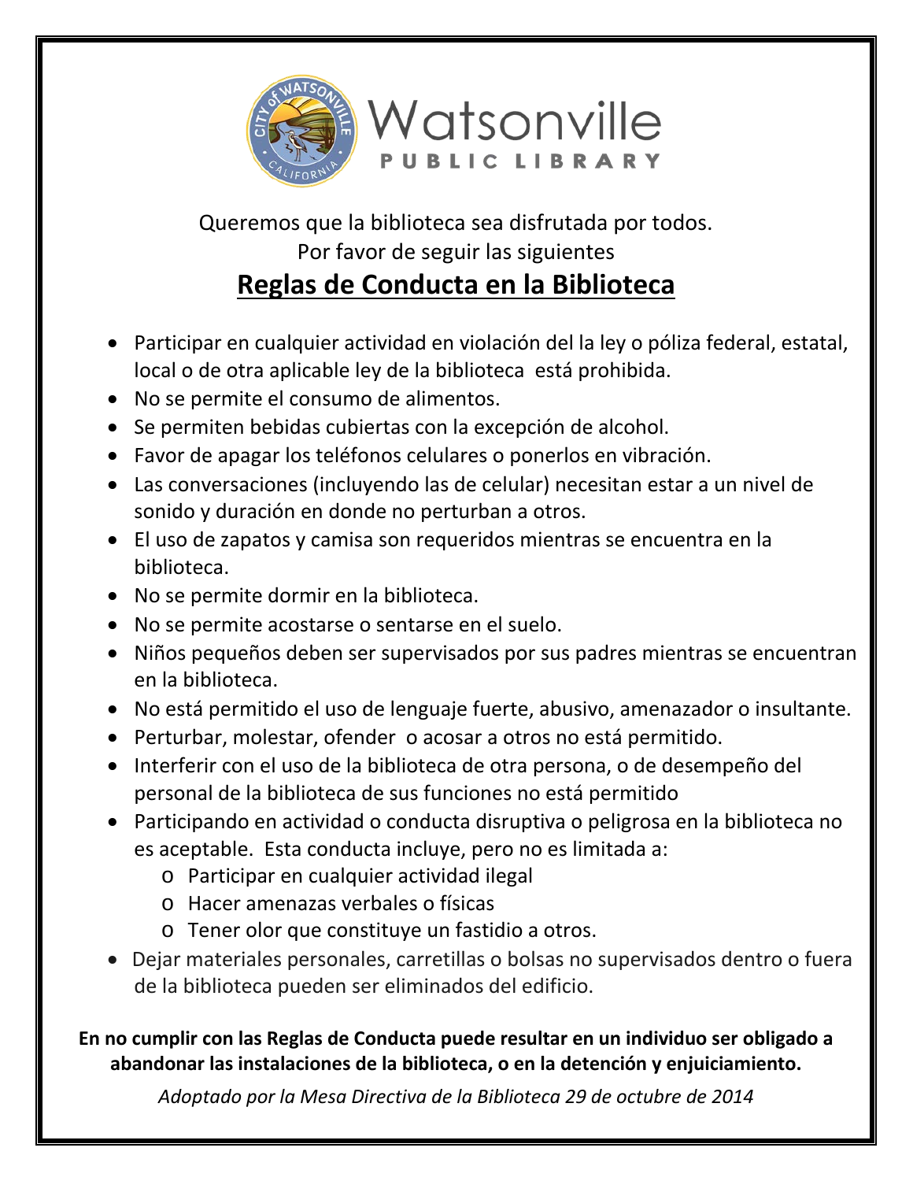Watsonville
PUBLIC LIBRARY

Queremos que la biblioteca sea disfrutada por todos.
Por favor de seguir las siguientes

# Reglas de Conducta en la Biblioteca

- Participar en cualquier actividad en violación del la ley o póliza federal, estatal, local o de otra aplicable ley de la biblioteca está prohibida.
- No se permite el consumo de alimentos.
- Se permiten bebidas cubiertas con la excepción de alcohol.
- Favor de apagar los teléfonos celulares o ponerlos en vibración.
- Las conversaciones (incluyendo las de celular) necesitan estar a un nivel de sonido y duración en donde no perturban a otros.
- El uso de zapatos y camisa son requeridos mientras se encuentra en la biblioteca.
- No se permite dormir en la biblioteca.
- No se permite acostarse o sentarse en el suelo.
- Niños pequeños deben ser supervisados por sus padres mientras se encuentran en la biblioteca.
- No está permitido el uso de lenguaje fuerte, abusivo, amenazador o insultante.
- Perturbar, molestar, ofender o acosar a otros no está permitido.
- Interferir con el uso de la biblioteca de otra persona, o de desempeño del personal de la biblioteca de sus funciones no está permitido
- Participando en actividad o conducta disruptiva o peligrosa en la biblioteca no es aceptable. Esta conducta incluye, pero no es limitada a:
  - Participar en cualquier actividad ilegal
  - Hacer amenazas verbales o físicas
  - Tener olor que constituye un fastidio a otros.
- Dejar materiales personales, carretillas o bolsas no supervisados dentro o fuera de la biblioteca pueden ser eliminados del edificio.

**En no cumplir con las Reglas de Conducta puede resultar en un individuo ser obligado a abandonar las instalaciones de la biblioteca, o en la detención y enjuiciamiento.**

*Adoptado por la Mesa Directiva de la Biblioteca 29 de octubre de 2014*